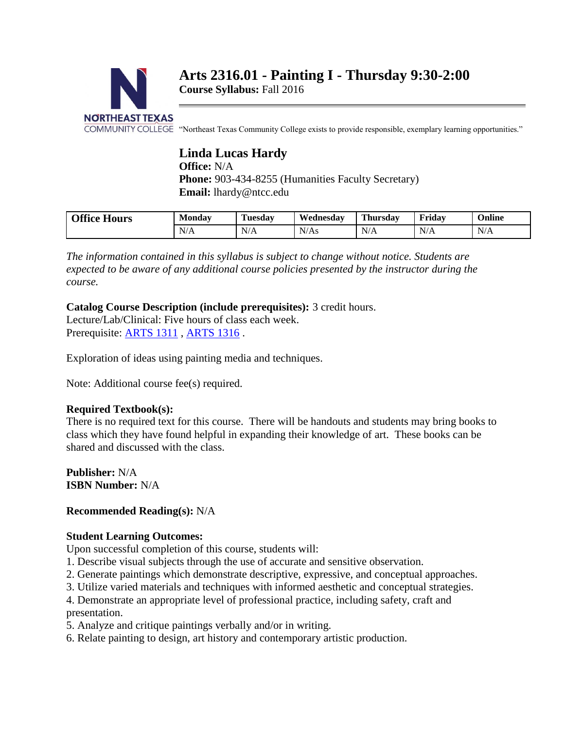# Arts 2316.01 - Painting I - Thursday 9:30-2:00

**Course Syllabus:** Fall 2016

NORTHEAST TEXAS COMMUNITY COLLEGE "Northeast Texas Community College exists to provide responsible, exemplary learning opportunities."

## Linda Lucas Hardy

**Office:** N/A
**Phone:** 903-434-8255 (Humanities Faculty Secretary)
**Email:** lhardy@ntcc.edu

| Office Hours | Monday | Tuesday | Wednesday | Thursday | Friday | Online |
|---|---|---|---|---|---|---|
| | N/A | N/A | N/As | N/A | N/A | N/A |

*The information contained in this syllabus is subject to change without notice. Students are expected to be aware of any additional course policies presented by the instructor during the course.*

**Catalog Course Description (include prerequisites):** 3 credit hours.
Lecture/Lab/Clinical: Five hours of class each week.
Prerequisite: ARTS 1311 , ARTS 1316 .

Exploration of ideas using painting media and techniques.

Note: Additional course fee(s) required.

**Required Textbook(s):**
There is no required text for this course. There will be handouts and students may bring books to class which they have found helpful in expanding their knowledge of art. These books can be shared and discussed with the class.

**Publisher:** N/A
**ISBN Number:** N/A

**Recommended Reading(s):** N/A

**Student Learning Outcomes:**
Upon successful completion of this course, students will:
1. Describe visual subjects through the use of accurate and sensitive observation.
2. Generate paintings which demonstrate descriptive, expressive, and conceptual approaches.
3. Utilize varied materials and techniques with informed aesthetic and conceptual strategies.
4. Demonstrate an appropriate level of professional practice, including safety, craft and presentation.
5. Analyze and critique paintings verbally and/or in writing.
6. Relate painting to design, art history and contemporary artistic production.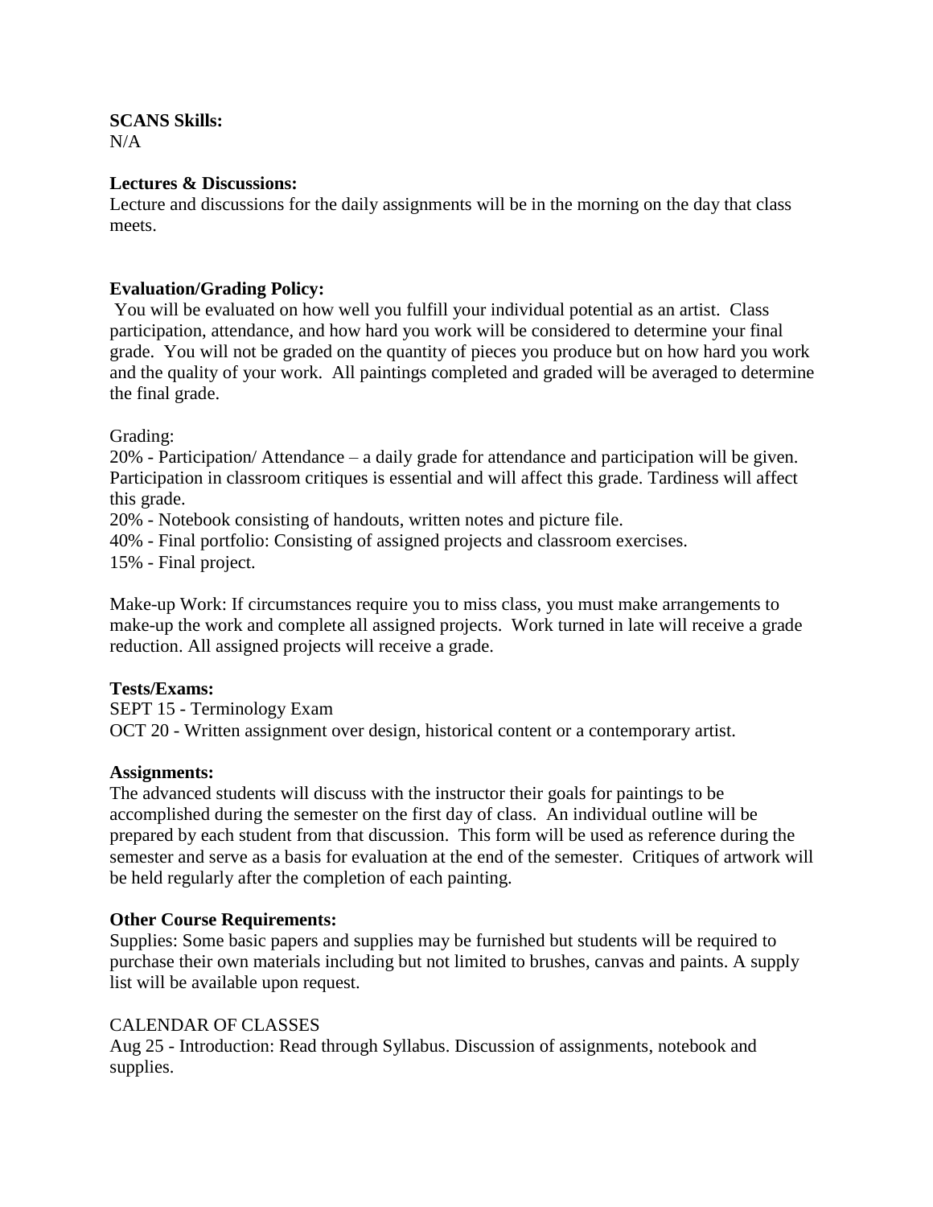**SCANS Skills:**
N/A

**Lectures & Discussions:**
Lecture and discussions for the daily assignments will be in the morning on the day that class meets.

**Evaluation/Grading Policy:**
You will be evaluated on how well you fulfill your individual potential as an artist. Class participation, attendance, and how hard you work will be considered to determine your final grade. You will not be graded on the quantity of pieces you produce but on how hard you work and the quality of your work. All paintings completed and graded will be averaged to determine the final grade.

Grading:
20% - Participation/ Attendance – a daily grade for attendance and participation will be given. Participation in classroom critiques is essential and will affect this grade. Tardiness will affect this grade.
20% - Notebook consisting of handouts, written notes and picture file.
40% - Final portfolio: Consisting of assigned projects and classroom exercises.
15% - Final project.

Make-up Work: If circumstances require you to miss class, you must make arrangements to make-up the work and complete all assigned projects. Work turned in late will receive a grade reduction. All assigned projects will receive a grade.

**Tests/Exams:**
SEPT 15 - Terminology Exam
OCT 20 - Written assignment over design, historical content or a contemporary artist.

**Assignments:**
The advanced students will discuss with the instructor their goals for paintings to be accomplished during the semester on the first day of class. An individual outline will be prepared by each student from that discussion. This form will be used as reference during the semester and serve as a basis for evaluation at the end of the semester. Critiques of artwork will be held regularly after the completion of each painting.

**Other Course Requirements:**
Supplies: Some basic papers and supplies may be furnished but students will be required to purchase their own materials including but not limited to brushes, canvas and paints. A supply list will be available upon request.

CALENDAR OF CLASSES
Aug 25 - Introduction: Read through Syllabus. Discussion of assignments, notebook and supplies.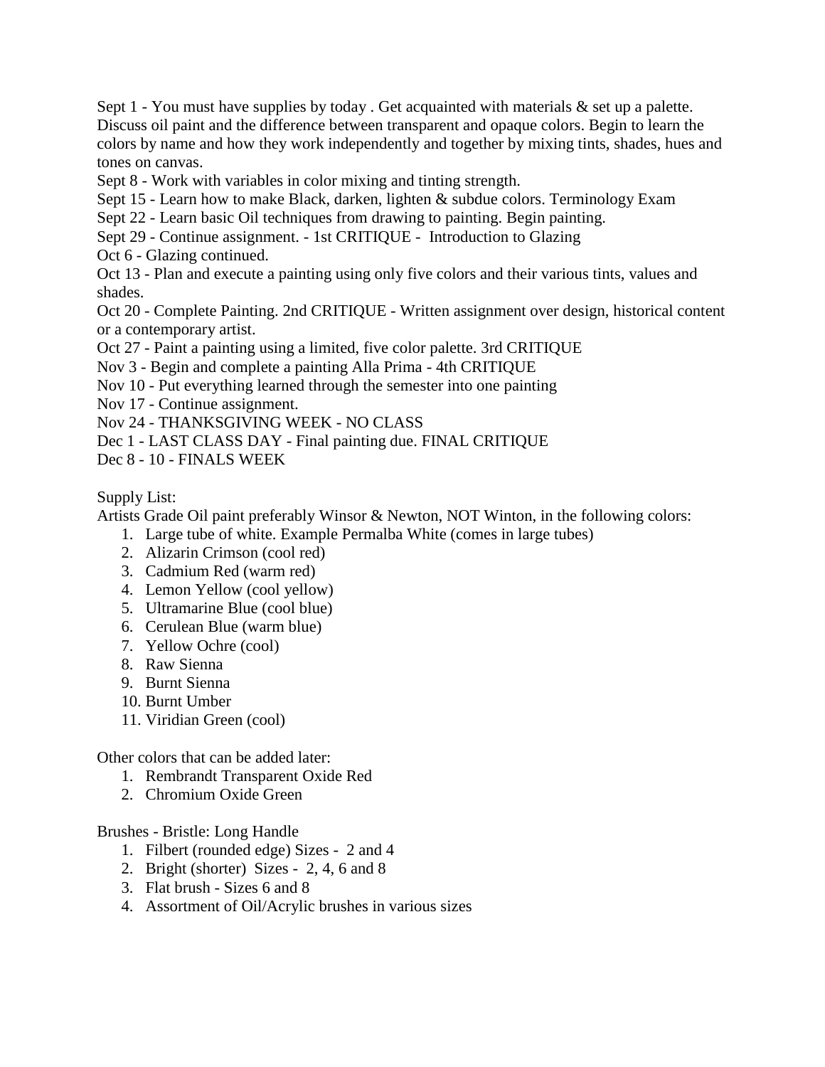Sept 1 - You must have supplies by today . Get acquainted with materials & set up a palette. Discuss oil paint and the difference between transparent and opaque colors. Begin to learn the colors by name and how they work independently and together by mixing tints, shades, hues and tones on canvas.

Sept 8 - Work with variables in color mixing and tinting strength.

Sept 15 - Learn how to make Black, darken, lighten & subdue colors. Terminology Exam

Sept 22 - Learn basic Oil techniques from drawing to painting. Begin painting.

Sept 29 - Continue assignment. - 1st CRITIQUE - Introduction to Glazing

Oct 6 - Glazing continued.

Oct 13 - Plan and execute a painting using only five colors and their various tints, values and shades.

Oct 20 - Complete Painting. 2nd CRITIQUE - Written assignment over design, historical content or a contemporary artist.

Oct 27 - Paint a painting using a limited, five color palette. 3rd CRITIQUE

Nov 3 - Begin and complete a painting Alla Prima - 4th CRITIQUE

Nov 10 - Put everything learned through the semester into one painting

Nov 17 - Continue assignment.

Nov 24 - THANKSGIVING WEEK - NO CLASS

Dec 1 - LAST CLASS DAY - Final painting due. FINAL CRITIQUE

Dec 8 - 10 - FINALS WEEK

Supply List:

Artists Grade Oil paint preferably Winsor & Newton, NOT Winton, in the following colors:

1. Large tube of white. Example Permalba White (comes in large tubes)
2. Alizarin Crimson (cool red)
3. Cadmium Red (warm red)
4. Lemon Yellow (cool yellow)
5. Ultramarine Blue (cool blue)
6. Cerulean Blue (warm blue)
7. Yellow Ochre (cool)
8. Raw Sienna
9. Burnt Sienna
10. Burnt Umber
11. Viridian Green (cool)

Other colors that can be added later:

1. Rembrandt Transparent Oxide Red
2. Chromium Oxide Green

Brushes - Bristle: Long Handle

1. Filbert (rounded edge) Sizes - 2 and 4
2. Bright (shorter) Sizes - 2, 4, 6 and 8
3. Flat brush - Sizes 6 and 8
4. Assortment of Oil/Acrylic brushes in various sizes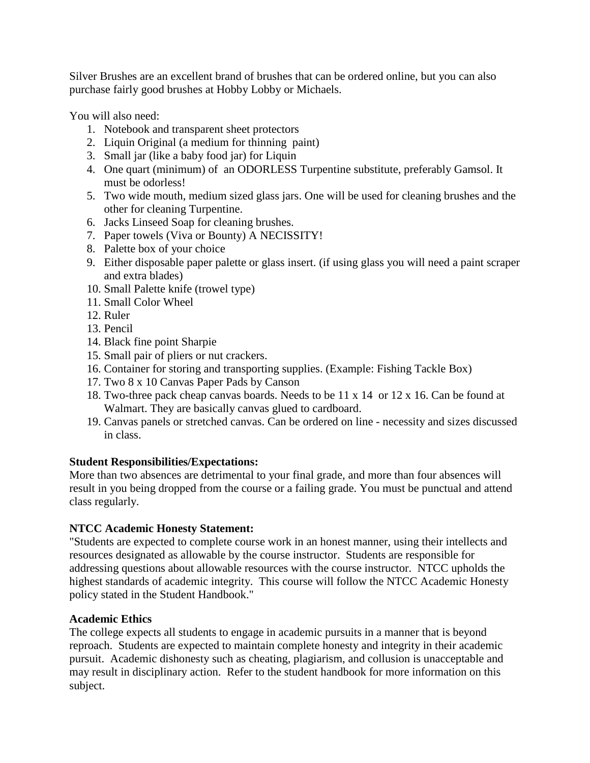Silver Brushes are an excellent brand of brushes that can be ordered online, but you can also purchase fairly good brushes at Hobby Lobby or Michaels.

You will also need:

1. Notebook and transparent sheet protectors
2. Liquin Original (a medium for thinning paint)
3. Small jar (like a baby food jar) for Liquin
4. One quart (minimum) of an ODORLESS Turpentine substitute, preferably Gamsol. It must be odorless!
5. Two wide mouth, medium sized glass jars. One will be used for cleaning brushes and the other for cleaning Turpentine.
6. Jacks Linseed Soap for cleaning brushes.
7. Paper towels (Viva or Bounty) A NECISSITY!
8. Palette box of your choice
9. Either disposable paper palette or glass insert. (if using glass you will need a paint scraper and extra blades)
10. Small Palette knife (trowel type)
11. Small Color Wheel
12. Ruler
13. Pencil
14. Black fine point Sharpie
15. Small pair of pliers or nut crackers.
16. Container for storing and transporting supplies. (Example: Fishing Tackle Box)
17. Two 8 x 10 Canvas Paper Pads by Canson
18. Two-three pack cheap canvas boards. Needs to be 11 x 14 or 12 x 16. Can be found at Walmart. They are basically canvas glued to cardboard.
19. Canvas panels or stretched canvas. Can be ordered on line - necessity and sizes discussed in class.

**Student Responsibilities/Expectations:**
More than two absences are detrimental to your final grade, and more than four absences will result in you being dropped from the course or a failing grade. You must be punctual and attend class regularly.

**NTCC Academic Honesty Statement:**
"Students are expected to complete course work in an honest manner, using their intellects and resources designated as allowable by the course instructor. Students are responsible for addressing questions about allowable resources with the course instructor. NTCC upholds the highest standards of academic integrity. This course will follow the NTCC Academic Honesty policy stated in the Student Handbook."

**Academic Ethics**
The college expects all students to engage in academic pursuits in a manner that is beyond reproach. Students are expected to maintain complete honesty and integrity in their academic pursuit. Academic dishonesty such as cheating, plagiarism, and collusion is unacceptable and may result in disciplinary action. Refer to the student handbook for more information on this subject.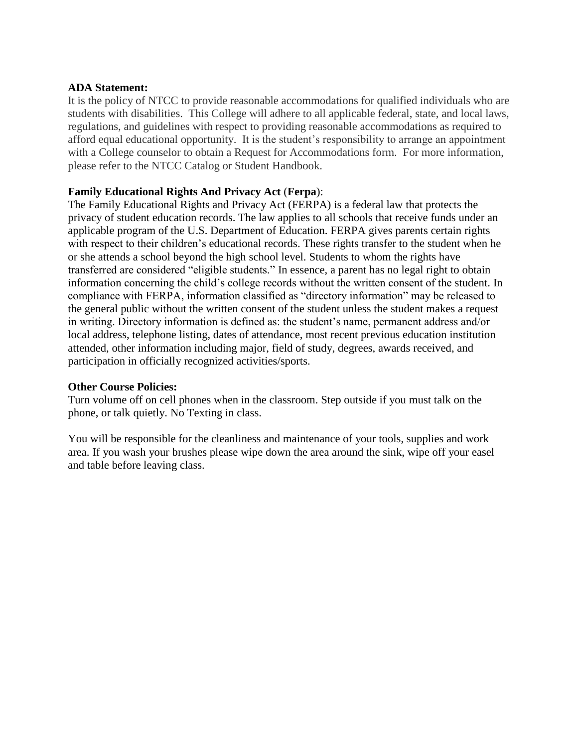**ADA Statement:**

It is the policy of NTCC to provide reasonable accommodations for qualified individuals who are students with disabilities. This College will adhere to all applicable federal, state, and local laws, regulations, and guidelines with respect to providing reasonable accommodations as required to afford equal educational opportunity. It is the student's responsibility to arrange an appointment with a College counselor to obtain a Request for Accommodations form. For more information, please refer to the NTCC Catalog or Student Handbook.

**Family Educational Rights And Privacy Act** (**Ferpa**):

The Family Educational Rights and Privacy Act (FERPA) is a federal law that protects the privacy of student education records. The law applies to all schools that receive funds under an applicable program of the U.S. Department of Education. FERPA gives parents certain rights with respect to their children's educational records. These rights transfer to the student when he or she attends a school beyond the high school level. Students to whom the rights have transferred are considered "eligible students." In essence, a parent has no legal right to obtain information concerning the child's college records without the written consent of the student. In compliance with FERPA, information classified as "directory information" may be released to the general public without the written consent of the student unless the student makes a request in writing. Directory information is defined as: the student's name, permanent address and/or local address, telephone listing, dates of attendance, most recent previous education institution attended, other information including major, field of study, degrees, awards received, and participation in officially recognized activities/sports.

**Other Course Policies:**

Turn volume off on cell phones when in the classroom. Step outside if you must talk on the phone, or talk quietly. No Texting in class.

You will be responsible for the cleanliness and maintenance of your tools, supplies and work area. If you wash your brushes please wipe down the area around the sink, wipe off your easel and table before leaving class.